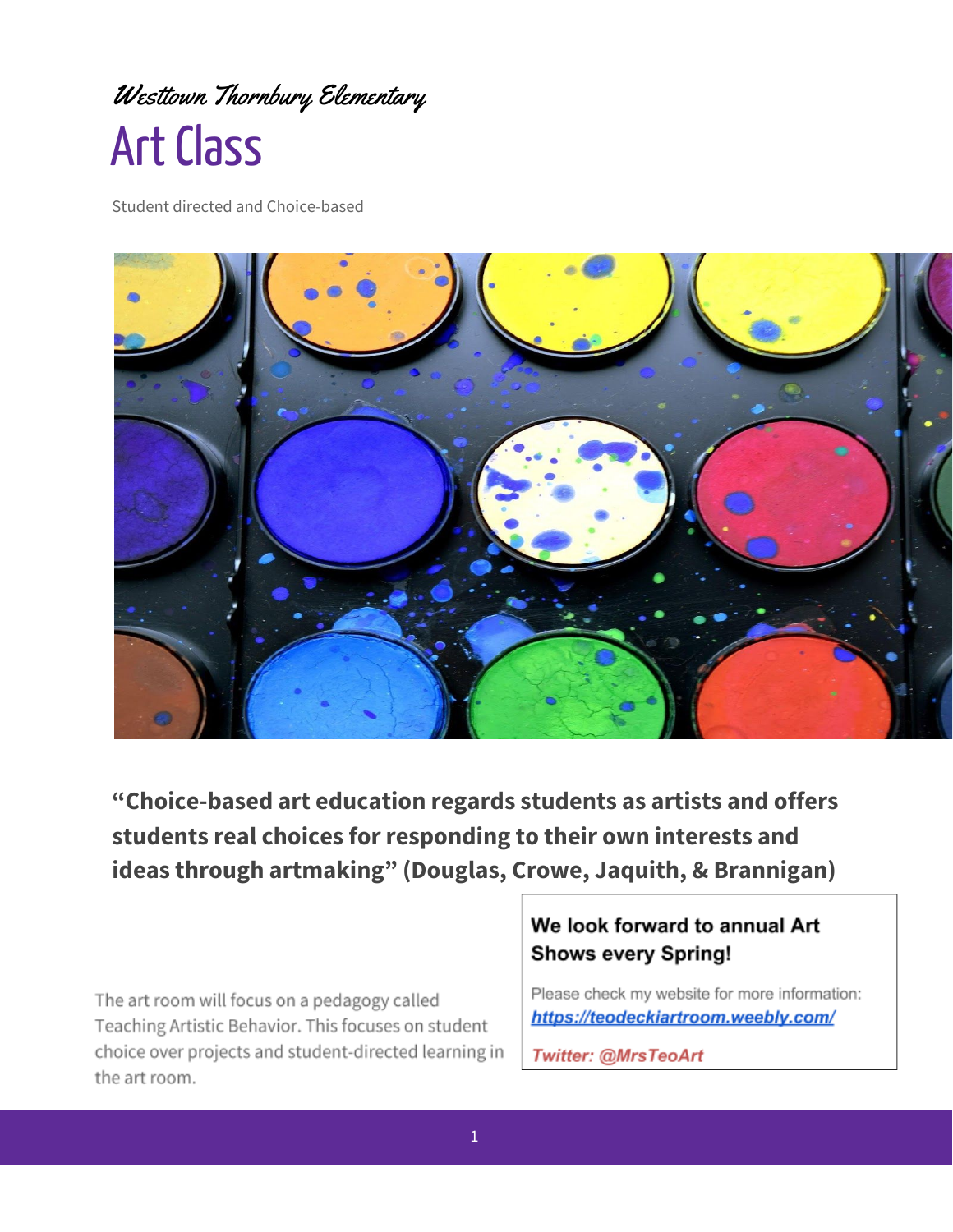*Westtown Thornbury Elementary*

# Art Class

Student directed and Choice-based

**"Choice-based art education regards students as artists and offers students real choices for responding to their own interests and ideas through artmaking" (Douglas, Crowe, Jaquith, & Brannigan)**

The art room will focus on a pedagogy called Teaching Artistic Behavior. This focuses on student choice over projects and student-directed learning in the art room.

**We look forward to annual Art Shows every Spring!**

Please check my website for more information: [https://teodeckiartroom.weebly.com/](https://teodeckiartroom.weebly.com/)

*Twitter: @MrsTeoArt*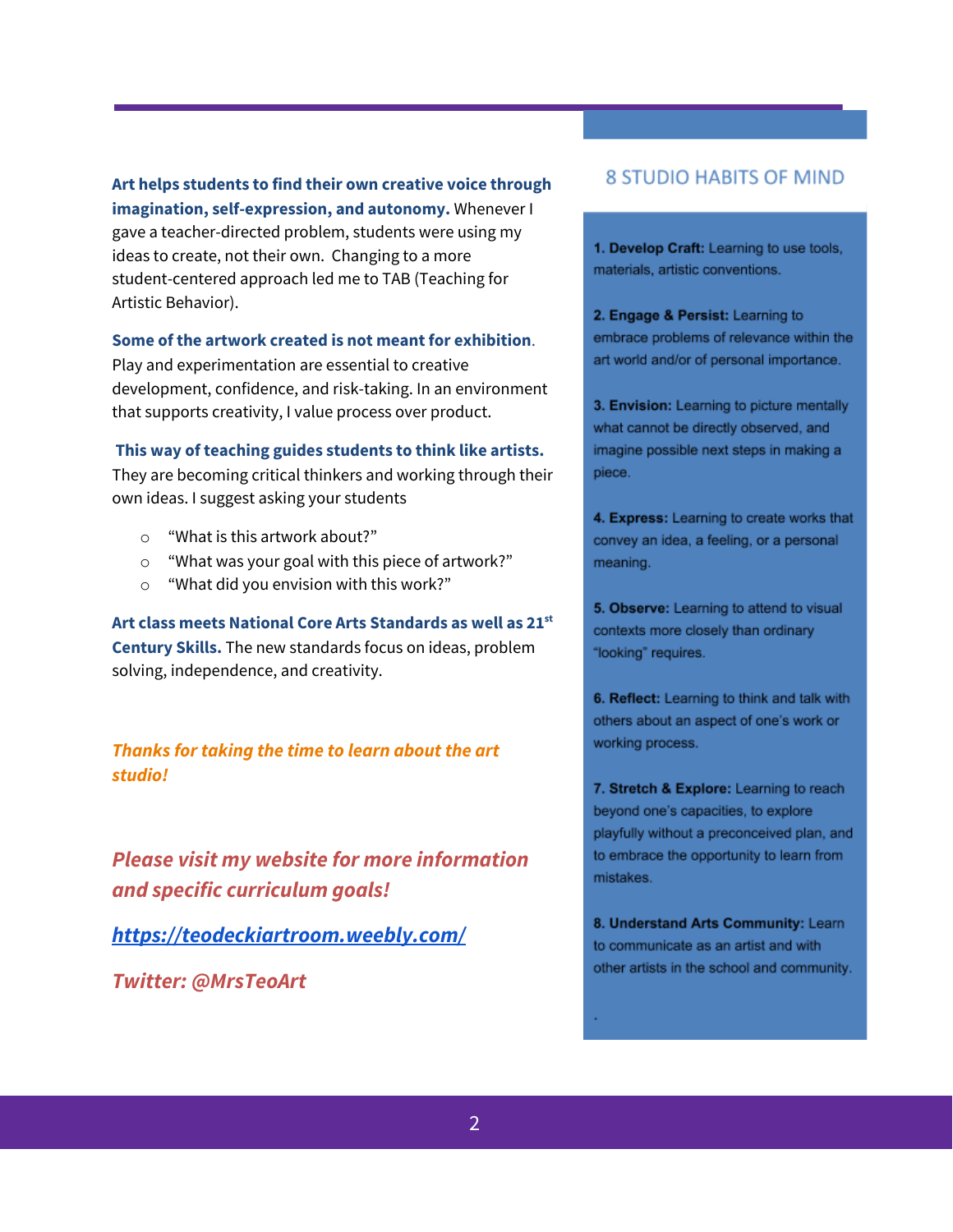**Art helps students to find their own creative voice through imagination, self-expression, and autonomy.** Whenever I gave a teacher-directed problem, students were using my ideas to create, not their own. Changing to a more student-centered approach led me to TAB (Teaching for Artistic Behavior).

**Some of the artwork created is not meant for exhibition**. Play and experimentation are essential to creative development, confidence, and risk-taking. In an environment that supports creativity, I value process over product.

**This way of teaching guides students to think like artists.** They are becoming critical thinkers and working through their own ideas. I suggest asking your students

- "What is this artwork about?"
- "What was your goal with this piece of artwork?"
- "What did you envision with this work?"

**Art class meets National Core Arts Standards as well as 21st Century Skills.** The new standards focus on ideas, problem solving, independence, and creativity.

***Thanks for taking the time to learn about the art studio!***

***Please visit my website for more information and specific curriculum goals!***

***https://teodeckiartroom.weebly.com/***

***Twitter: @MrsTeoArt***

## 8 STUDIO HABITS OF MIND

1. **Develop Craft:** Learning to use tools, materials, artistic conventions.
2. **Engage & Persist:** Learning to embrace problems of relevance within the art world and/or of personal importance.
3. **Envision:** Learning to picture mentally what cannot be directly observed, and imagine possible next steps in making a piece.
4. **Express:** Learning to create works that convey an idea, a feeling, or a personal meaning.
5. **Observe:** Learning to attend to visual contexts more closely than ordinary "looking" requires.
6. **Reflect:** Learning to think and talk with others about an aspect of one's work or working process.
7. **Stretch & Explore:** Learning to reach beyond one's capacities, to explore playfully without a preconceived plan, and to embrace the opportunity to learn from mistakes.
8. **Understand Arts Community:** Learn to communicate as an artist and with other artists in the school and community.